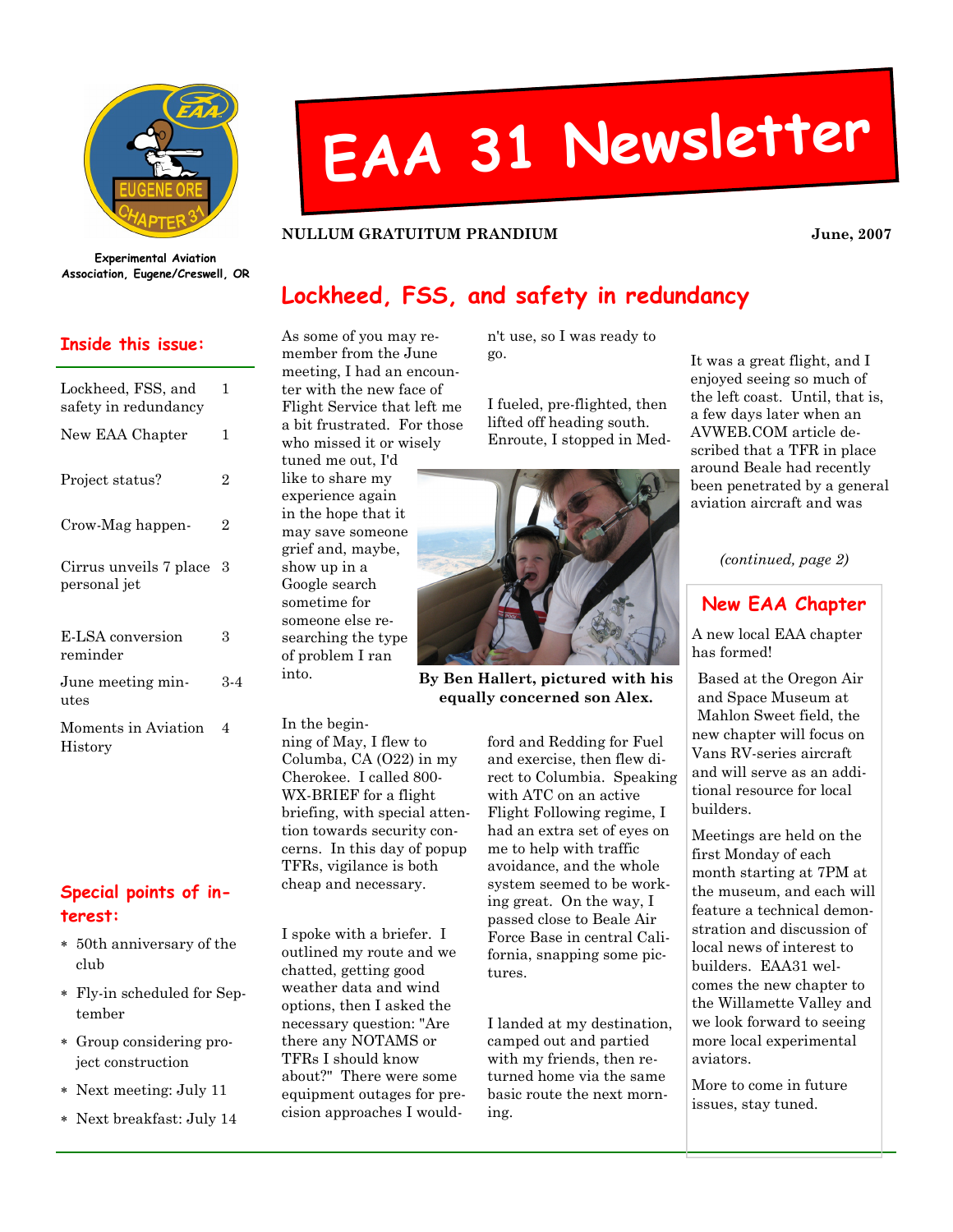# EAA 31 Newsletter

Experimental Aviation Association, Eugene/Creswell, OR

**NULLUM GRATUITUM PRANDIUM** **June, 2007**

## Inside this issue:

| | |
|---|---|
| Lockheed, FSS, and safety in redundancy | 1 |
| New EAA Chapter | 1 |
| Project status? | 2 |
| Crow-Mag happen- | 2 |
| Cirrus unveils 7 place personal jet | 3 |
| E-LSA conversion reminder | 3 |
| June meeting minutes | 3-4 |
| Moments in Aviation History | 4 |

## Special points of interest:

- 50th anniversary of the club
- Fly-in scheduled for September
- Group considering project construction
- Next meeting: July 11
- Next breakfast: July 14

## Lockheed, FSS, and safety in redundancy

As some of you may remember from the June meeting, I had an encounter with the new face of Flight Service that left me a bit frustrated. For those who missed it or wisely tuned me out, I'd like to share my experience again in the hope that it may save someone grief and, maybe, show up in a Google search sometime for someone else researching the type of problem I ran into.

**By Ben Hallert, pictured with his equally concerned son Alex.**

In the beginning of May, I flew to Columba, CA (O22) in my Cherokee. I called 800-WX-BRIEF for a flight briefing, with special attention towards security concerns. In this day of popup TFRs, vigilance is both cheap and necessary.

I spoke with a briefer. I outlined my route and we chatted, getting good weather data and wind options, then I asked the necessary question: "Are there any NOTAMS or TFRs I should know about?" There were some equipment outages for precision approaches I wouldn't use, so I was ready to go.

I fueled, pre-flighted, then lifted off heading south. Enroute, I stopped in Medford and Redding for Fuel and exercise, then flew direct to Columbia. Speaking with ATC on an active Flight Following regime, I had an extra set of eyes on me to help with traffic avoidance, and the whole system seemed to be working great. On the way, I passed close to Beale Air Force Base in central California, snapping some pictures.

I landed at my destination, camped out and partied with my friends, then returned home via the same basic route the next morning.

It was a great flight, and I enjoyed seeing so much of the left coast. Until, that is, a few days later when an AVWEB.COM article described that a TFR in place around Beale had recently been penetrated by a general aviation aircraft and was

*(continued, page 2)*

## New EAA Chapter

A new local EAA chapter has formed!

Based at the Oregon Air and Space Museum at Mahlon Sweet field, the new chapter will focus on Vans RV-series aircraft and will serve as an additional resource for local builders.

Meetings are held on the first Monday of each month starting at 7PM at the museum, and each will feature a technical demonstration and discussion of local news of interest to builders. EAA31 welcomes the new chapter to the Willamette Valley and we look forward to seeing more local experimental aviators.

More to come in future issues, stay tuned.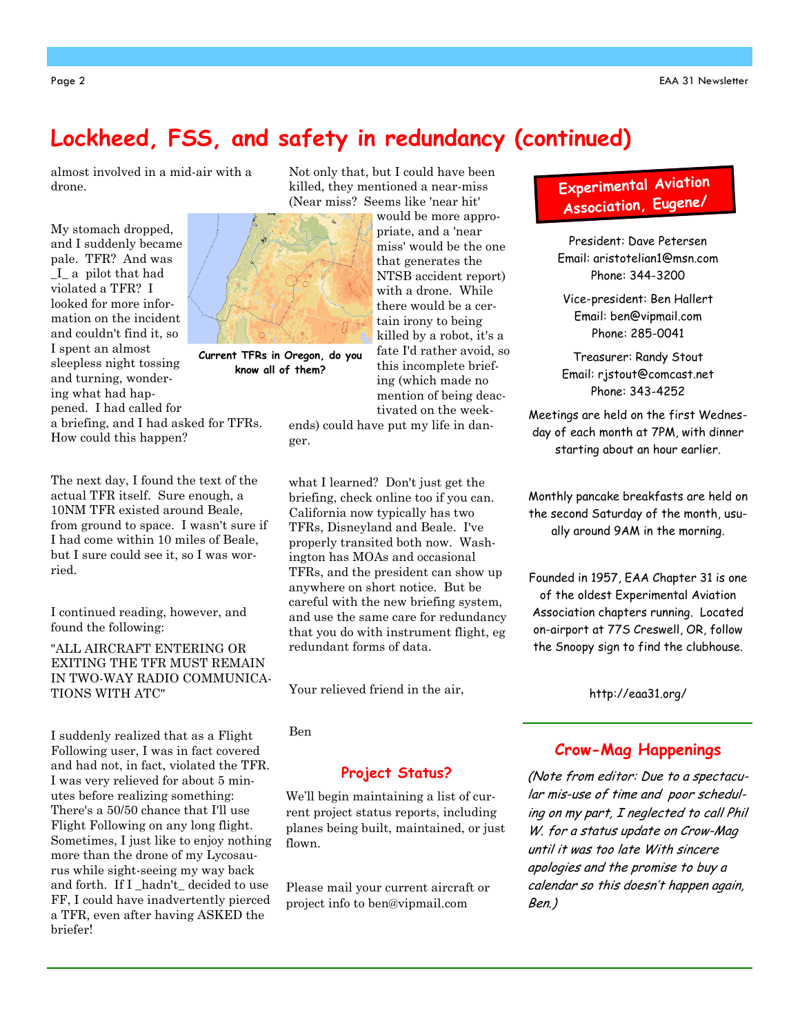# Lockheed, FSS, and safety in redundancy (continued)

almost involved in a mid-air with a drone.

My stomach dropped, and I suddenly became pale. TFR? And was _I_ a pilot that had violated a TFR? I looked for more information on the incident and couldn't find it, so I spent an almost sleepless night tossing and turning, wondering what had happened. I had called for a briefing, and I had asked for TFRs. How could this happen?

Current TFRs in Oregon, do you know all of them?

The next day, I found the text of the actual TFR itself. Sure enough, a 10NM TFR existed around Beale, from ground to space. I wasn't sure if I had come within 10 miles of Beale, but I sure could see it, so I was worried.

I continued reading, however, and found the following:

"ALL AIRCRAFT ENTERING OR EXITING THE TFR MUST REMAIN IN TWO-WAY RADIO COMMUNICATIONS WITH ATC"

I suddenly realized that as a Flight Following user, I was in fact covered and had not, in fact, violated the TFR. I was very relieved for about 5 minutes before realizing something: There's a 50/50 chance that I'll use Flight Following on any long flight. Sometimes, I just like to enjoy nothing more than the drone of my Lycosaurus while sight-seeing my way back and forth. If I _hadn't_ decided to use FF, I could have inadvertently pierced a TFR, even after having ASKED the briefer!

Not only that, but I could have been killed, they mentioned a near-miss (Near miss? Seems like 'near hit' would be more appropriate, and a 'near miss' would be the one that generates the NTSB accident report) with a drone. While there would be a certain irony to being killed by a robot, it's a fate I'd rather avoid, so this incomplete briefing (which made no mention of being deactivated on the weekends) could have put my life in danger.

what I learned? Don't just get the briefing, check online too if you can. California now typically has two TFRs, Disneyland and Beale. I've properly transited both now. Washington has MOAs and occasional TFRs, and the president can show up anywhere on short notice. But be careful with the new briefing system, and use the same care for redundancy that you do with instrument flight, eg redundant forms of data.

Your relieved friend in the air,

Ben

## Project Status?

We'll begin maintaining a list of current project status reports, including planes being built, maintained, or just flown.

Please mail your current aircraft or project info to ben@vipmail.com

## Experimental Aviation Association, Eugene/

President: Dave Petersen
Email: aristotelian1@msn.com
Phone: 344-3200

Vice-president: Ben Hallert
Email: ben@vipmail.com
Phone: 285-0041

Treasurer: Randy Stout
Email: rjstout@comcast.net
Phone: 343-4252

Meetings are held on the first Wednesday of each month at 7PM, with dinner starting about an hour earlier.

Monthly pancake breakfasts are held on the second Saturday of the month, usually around 9AM in the morning.

Founded in 1957, EAA Chapter 31 is one of the oldest Experimental Aviation Association chapters running. Located on-airport at 77S Creswell, OR, follow the Snoopy sign to find the clubhouse.

http://eaa31.org/

## Crow-Mag Happenings

*(Note from editor: Due to a spectacular mis-use of time and poor scheduling on my part, I neglected to call Phil W. for a status update on Crow-Mag until it was too late With sincere apologies and the promise to buy a calendar so this doesn't happen again, Ben.)*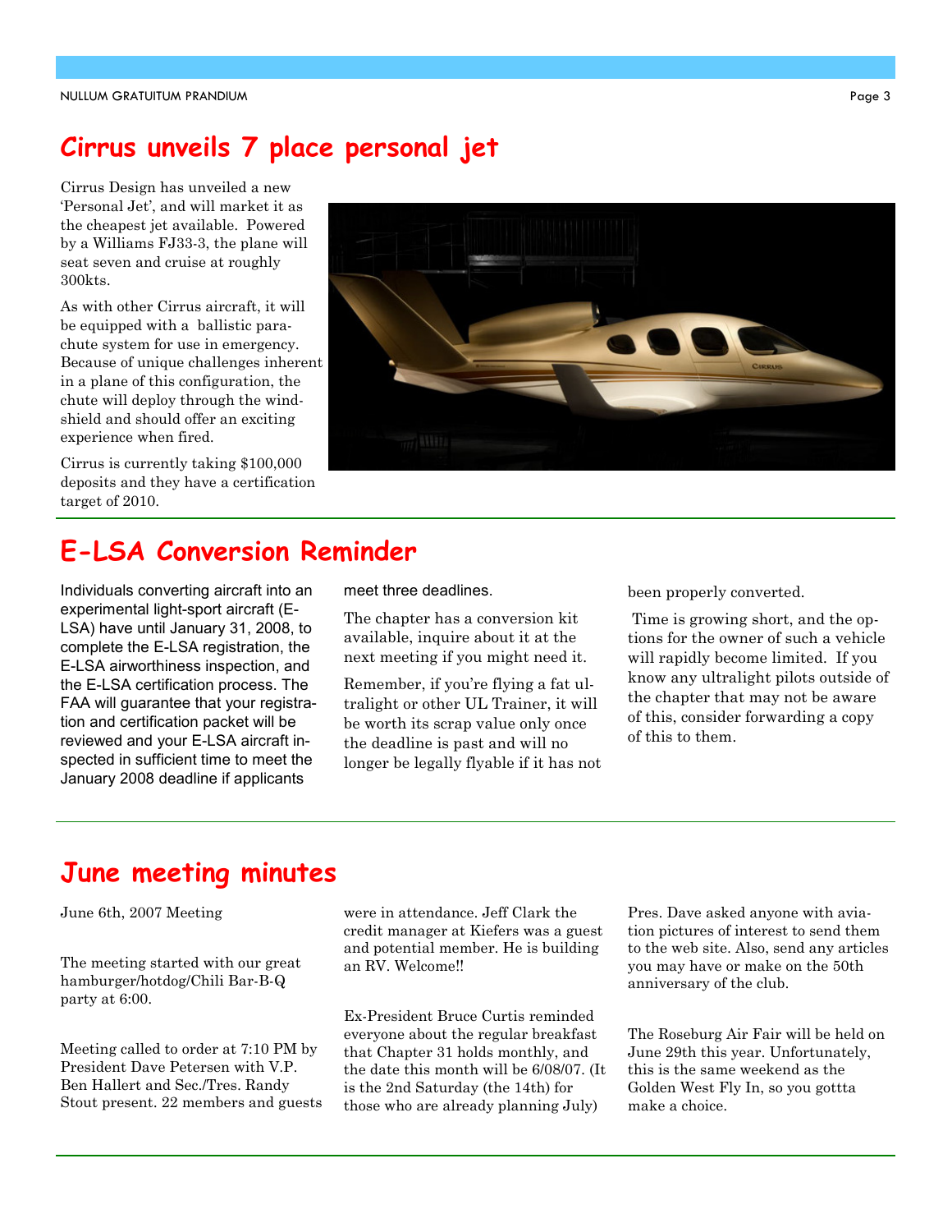## Cirrus unveils 7 place personal jet

Cirrus Design has unveiled a new 'Personal Jet', and will market it as the cheapest jet available. Powered by a Williams FJ33-3, the plane will seat seven and cruise at roughly 300kts.

As with other Cirrus aircraft, it will be equipped with a ballistic parachute system for use in emergency. Because of unique challenges inherent in a plane of this configuration, the chute will deploy through the windshield and should offer an exciting experience when fired.

Cirrus is currently taking $100,000 deposits and they have a certification target of 2010.

## E-LSA Conversion Reminder

Individuals converting aircraft into an experimental light-sport aircraft (E-LSA) have until January 31, 2008, to complete the E-LSA registration, the E-LSA airworthiness inspection, and the E-LSA certification process. The FAA will guarantee that your registration and certification packet will be reviewed and your E-LSA aircraft inspected in sufficient time to meet the January 2008 deadline if applicants meet three deadlines.

The chapter has a conversion kit available, inquire about it at the next meeting if you might need it.

Remember, if you're flying a fat ultralight or other UL Trainer, it will be worth its scrap value only once the deadline is past and will no longer be legally flyable if it has not been properly converted.

Time is growing short, and the options for the owner of such a vehicle will rapidly become limited. If you know any ultralight pilots outside of the chapter that may not be aware of this, consider forwarding a copy of this to them.

## June meeting minutes

June 6th, 2007 Meeting

The meeting started with our great hamburger/hotdog/Chili Bar-B-Q party at 6:00.

Meeting called to order at 7:10 PM by President Dave Petersen with V.P. Ben Hallert and Sec./Tres. Randy Stout present. 22 members and guests were in attendance. Jeff Clark the credit manager at Kiefers was a guest and potential member. He is building an RV. Welcome!!

Ex-President Bruce Curtis reminded everyone about the regular breakfast that Chapter 31 holds monthly, and the date this month will be 6/08/07. (It is the 2nd Saturday (the 14th) for those who are already planning July)

Pres. Dave asked anyone with aviation pictures of interest to send them to the web site. Also, send any articles you may have or make on the 50th anniversary of the club.

The Roseburg Air Fair will be held on June 29th this year. Unfortunately, this is the same weekend as the Golden West Fly In, so you gottta make a choice.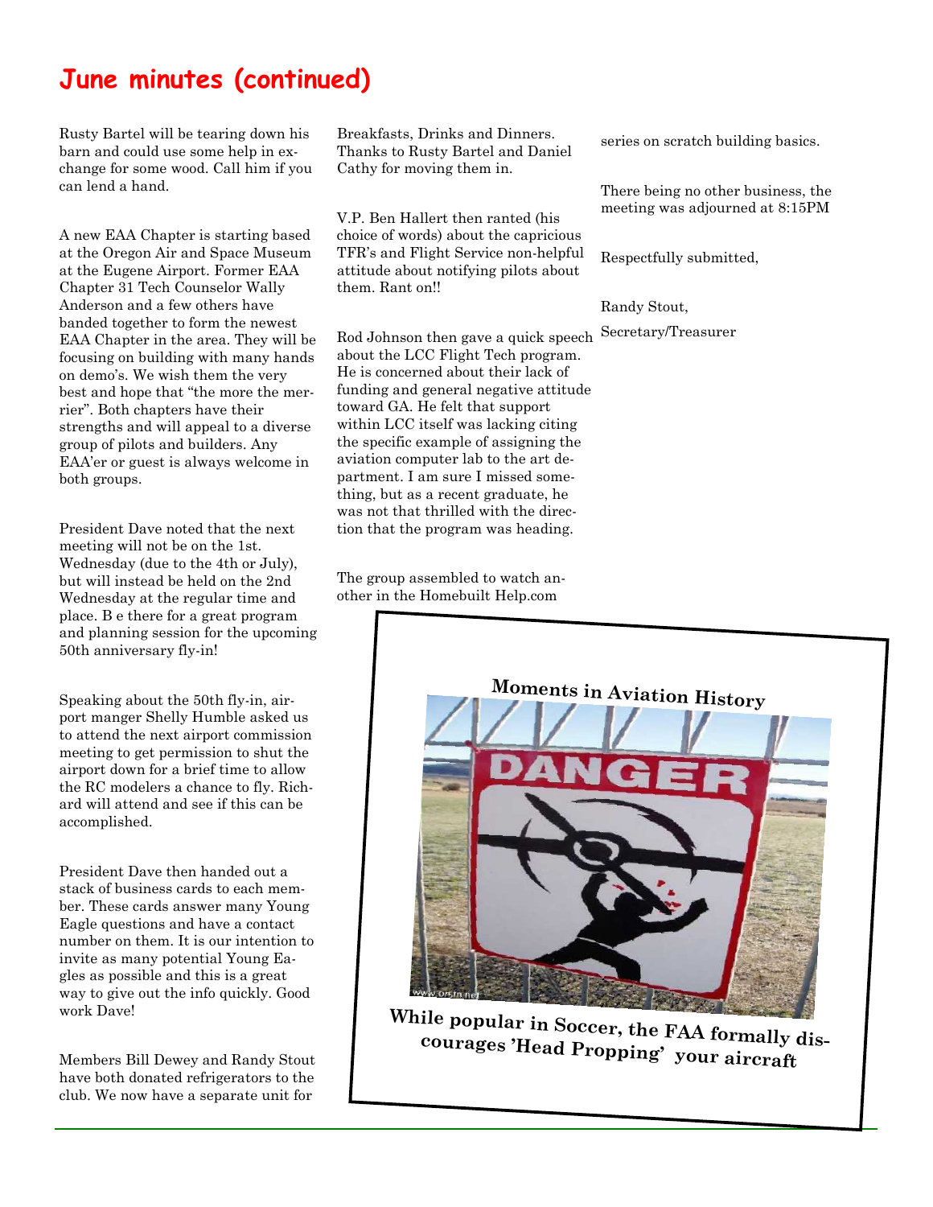## June minutes (continued)

Rusty Bartel will be tearing down his barn and could use some help in exchange for some wood. Call him if you can lend a hand.

A new EAA Chapter is starting based at the Oregon Air and Space Museum at the Eugene Airport. Former EAA Chapter 31 Tech Counselor Wally Anderson and a few others have banded together to form the newest EAA Chapter in the area. They will be focusing on building with many hands on demo's. We wish them the very best and hope that "the more the merrier". Both chapters have their strengths and will appeal to a diverse group of pilots and builders. Any EAA'er or guest is always welcome in both groups.

President Dave noted that the next meeting will not be on the 1st. Wednesday (due to the 4th or July), but will instead be held on the 2nd Wednesday at the regular time and place. B e there for a great program and planning session for the upcoming 50th anniversary fly-in!

Speaking about the 50th fly-in, airport manger Shelly Humble asked us to attend the next airport commission meeting to get permission to shut the airport down for a brief time to allow the RC modelers a chance to fly. Richard will attend and see if this can be accomplished.

President Dave then handed out a stack of business cards to each member. These cards answer many Young Eagle questions and have a contact number on them. It is our intention to invite as many potential Young Eagles as possible and this is a great way to give out the info quickly. Good work Dave!

Members Bill Dewey and Randy Stout have both donated refrigerators to the club. We now have a separate unit for Breakfasts, Drinks and Dinners. Thanks to Rusty Bartel and Daniel Cathy for moving them in.

V.P. Ben Hallert then ranted (his choice of words) about the capricious TFR's and Flight Service non-helpful attitude about notifying pilots about them. Rant on!!

Rod Johnson then gave a quick speech about the LCC Flight Tech program. He is concerned about their lack of funding and general negative attitude toward GA. He felt that support within LCC itself was lacking citing the specific example of assigning the aviation computer lab to the art department. I am sure I missed something, but as a recent graduate, he was not that thrilled with the direction that the program was heading.

The group assembled to watch another in the Homebuilt Help.com series on scratch building basics.

There being no other business, the meeting was adjourned at 8:15PM

Respectfully submitted,

Randy Stout,

Secretary/Treasurer

**Moments in Aviation History**

**While popular in Soccer, the FAA formally discourages 'Head Propping' your aircraft**